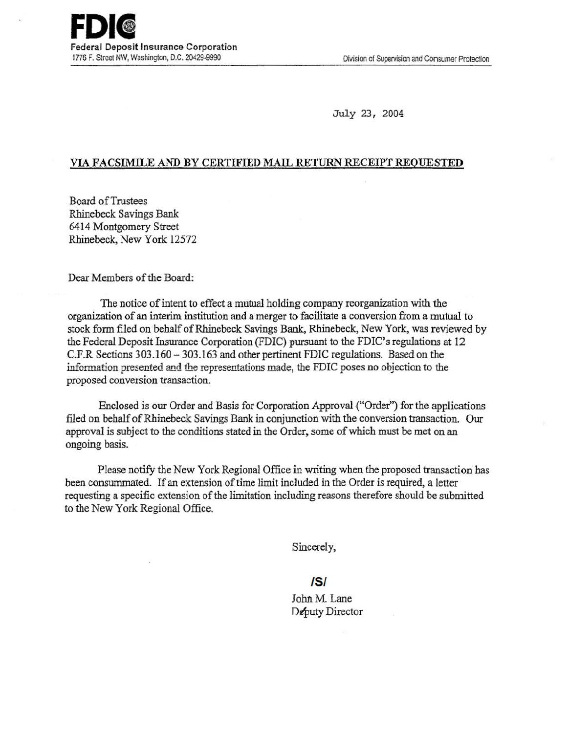**FDIC**
**Federal Deposit Insurance Corporation**
1776 F. Street NW, Washington, D.C. 20429-9990

Division of Supervision and Consumer Protection

July 23, 2004

**VIA FACSIMILE AND BY CERTIFIED MAIL RETURN RECEIPT REQUESTED**

Board of Trustees
Rhinebeck Savings Bank
6414 Montgomery Street
Rhinebeck, New York 12572

Dear Members of the Board:

The notice of intent to effect a mutual holding company reorganization with the organization of an interim institution and a merger to facilitate a conversion from a mutual to stock form filed on behalf of Rhinebeck Savings Bank, Rhinebeck, New York, was reviewed by the Federal Deposit Insurance Corporation (FDIC) pursuant to the FDIC's regulations at 12 C.F.R Sections 303.160 – 303.163 and other pertinent FDIC regulations. Based on the information presented and the representations made, the FDIC poses no objection to the proposed conversion transaction.

Enclosed is our Order and Basis for Corporation Approval ("Order") for the applications filed on behalf of Rhinebeck Savings Bank in conjunction with the conversion transaction. Our approval is subject to the conditions stated in the Order, some of which must be met on an ongoing basis.

Please notify the New York Regional Office in writing when the proposed transaction has been consummated. If an extension of time limit included in the Order is required, a letter requesting a specific extension of the limitation including reasons therefore should be submitted to the New York Regional Office.

Sincerely,

/S/

John M. Lane
Deputy Director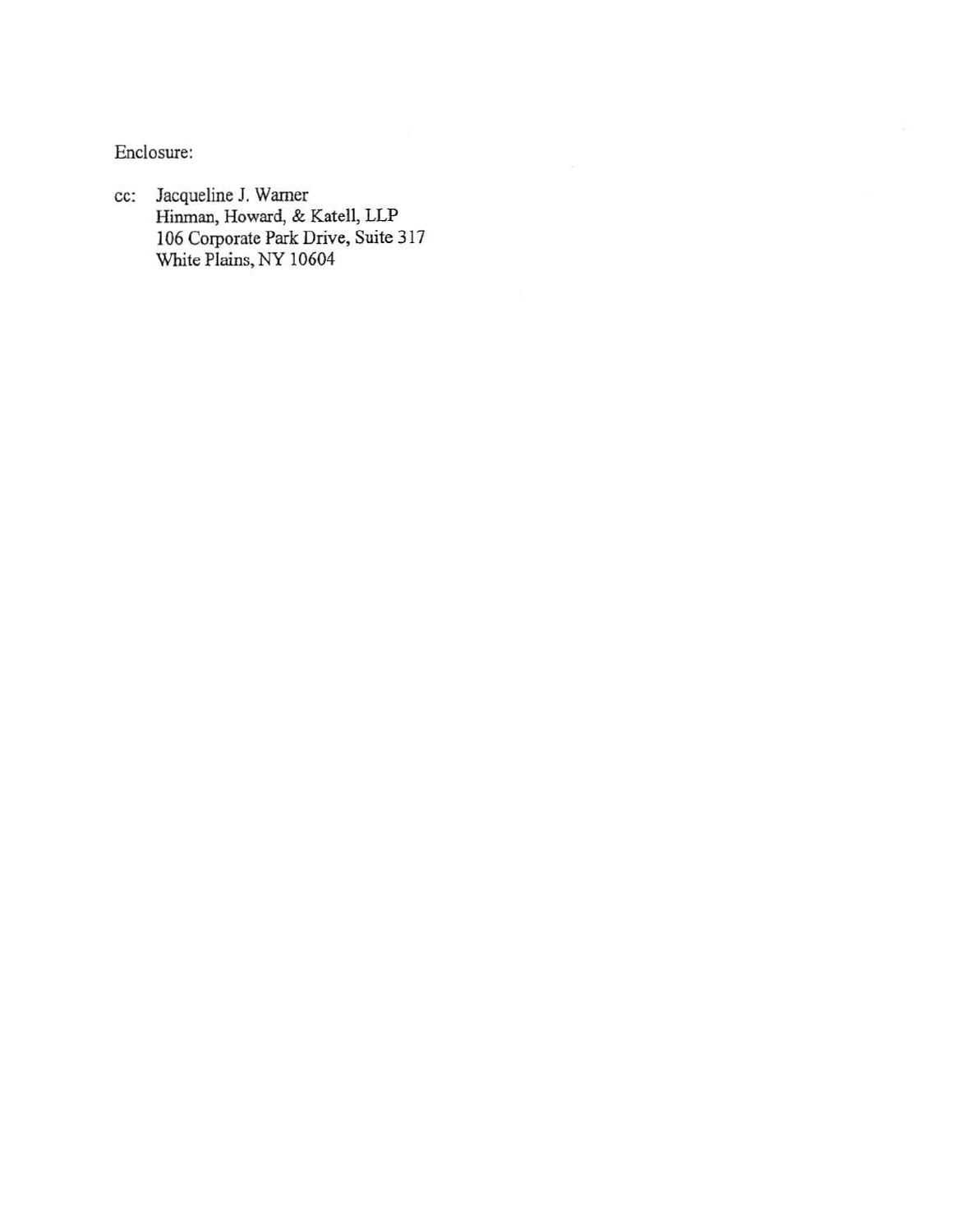Enclosure:

cc: Jacqueline J. Warner
Hinman, Howard, & Katell, LLP
106 Corporate Park Drive, Suite 317
White Plains, NY 10604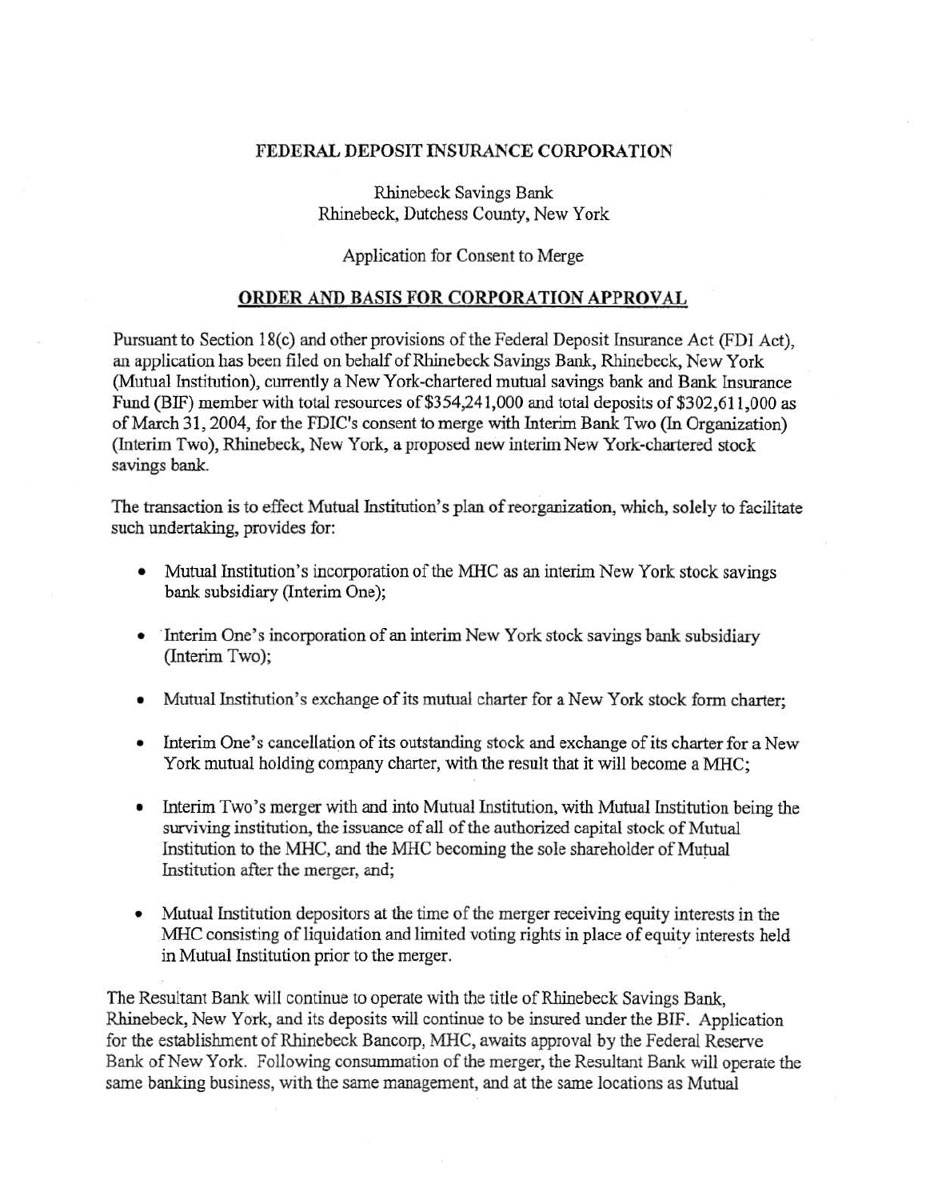**FEDERAL DEPOSIT INSURANCE CORPORATION**

Rhinebeck Savings Bank
Rhinebeck, Dutchess County, New York

Application for Consent to Merge

**ORDER AND BASIS FOR CORPORATION APPROVAL**

Pursuant to Section 18(c) and other provisions of the Federal Deposit Insurance Act (FDI Act), an application has been filed on behalf of Rhinebeck Savings Bank, Rhinebeck, New York (Mutual Institution), currently a New York-chartered mutual savings bank and Bank Insurance Fund (BIF) member with total resources of $354,241,000 and total deposits of $302,611,000 as of March 31, 2004, for the FDIC's consent to merge with Interim Bank Two (In Organization) (Interim Two), Rhinebeck, New York, a proposed new interim New York-chartered stock savings bank.

The transaction is to effect Mutual Institution's plan of reorganization, which, solely to facilitate such undertaking, provides for:

- Mutual Institution's incorporation of the MHC as an interim New York stock savings bank subsidiary (Interim One);
- Interim One's incorporation of an interim New York stock savings bank subsidiary (Interim Two);
- Mutual Institution's exchange of its mutual charter for a New York stock form charter;
- Interim One's cancellation of its outstanding stock and exchange of its charter for a New York mutual holding company charter, with the result that it will become a MHC;
- Interim Two's merger with and into Mutual Institution, with Mutual Institution being the surviving institution, the issuance of all of the authorized capital stock of Mutual Institution to the MHC, and the MHC becoming the sole shareholder of Mutual Institution after the merger, and;
- Mutual Institution depositors at the time of the merger receiving equity interests in the MHC consisting of liquidation and limited voting rights in place of equity interests held in Mutual Institution prior to the merger.

The Resultant Bank will continue to operate with the title of Rhinebeck Savings Bank, Rhinebeck, New York, and its deposits will continue to be insured under the BIF. Application for the establishment of Rhinebeck Bancorp, MHC, awaits approval by the Federal Reserve Bank of New York. Following consummation of the merger, the Resultant Bank will operate the same banking business, with the same management, and at the same locations as Mutual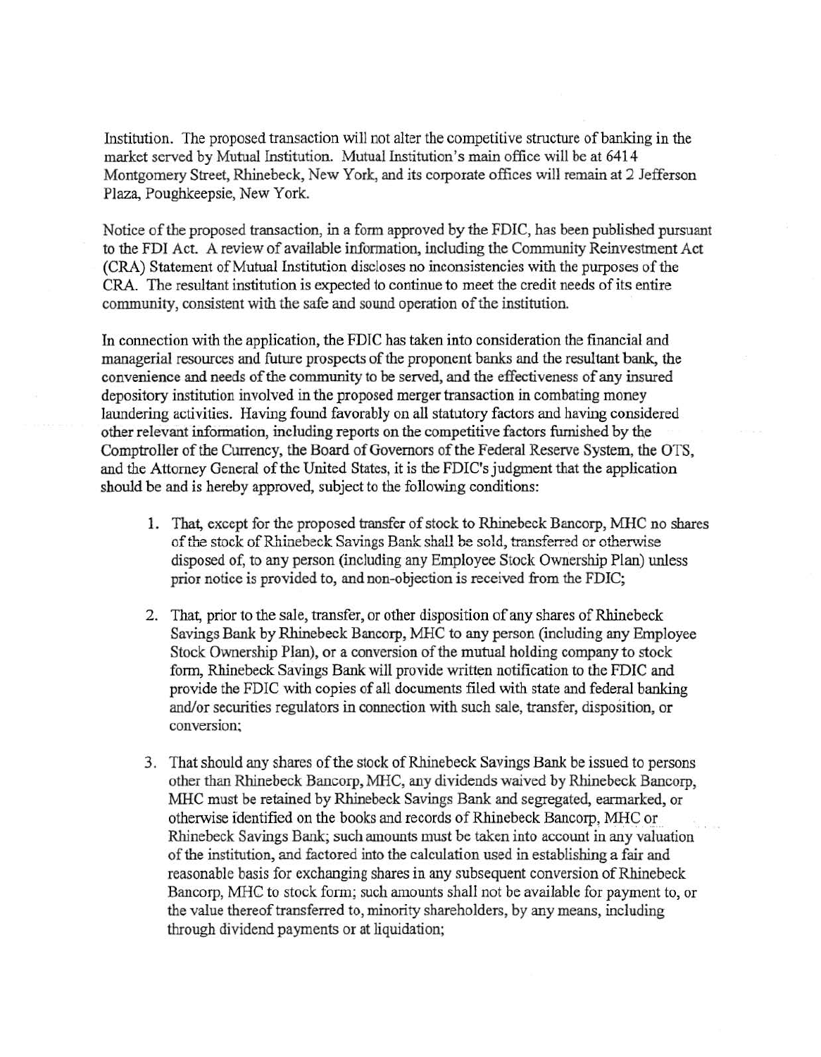Institution. The proposed transaction will not alter the competitive structure of banking in the market served by Mutual Institution. Mutual Institution's main office will be at 6414 Montgomery Street, Rhinebeck, New York, and its corporate offices will remain at 2 Jefferson Plaza, Poughkeepsie, New York.

Notice of the proposed transaction, in a form approved by the FDIC, has been published pursuant to the FDI Act. A review of available information, including the Community Reinvestment Act (CRA) Statement of Mutual Institution discloses no inconsistencies with the purposes of the CRA. The resultant institution is expected to continue to meet the credit needs of its entire community, consistent with the safe and sound operation of the institution.

In connection with the application, the FDIC has taken into consideration the financial and managerial resources and future prospects of the proponent banks and the resultant bank, the convenience and needs of the community to be served, and the effectiveness of any insured depository institution involved in the proposed merger transaction in combating money laundering activities. Having found favorably on all statutory factors and having considered other relevant information, including reports on the competitive factors furnished by the Comptroller of the Currency, the Board of Governors of the Federal Reserve System, the OTS, and the Attorney General of the United States, it is the FDIC's judgment that the application should be and is hereby approved, subject to the following conditions:

1. That, except for the proposed transfer of stock to Rhinebeck Bancorp, MHC no shares of the stock of Rhinebeck Savings Bank shall be sold, transferred or otherwise disposed of, to any person (including any Employee Stock Ownership Plan) unless prior notice is provided to, and non-objection is received from the FDIC;

2. That, prior to the sale, transfer, or other disposition of any shares of Rhinebeck Savings Bank by Rhinebeck Bancorp, MHC to any person (including any Employee Stock Ownership Plan), or a conversion of the mutual holding company to stock form, Rhinebeck Savings Bank will provide written notification to the FDIC and provide the FDIC with copies of all documents filed with state and federal banking and/or securities regulators in connection with such sale, transfer, disposition, or conversion;

3. That should any shares of the stock of Rhinebeck Savings Bank be issued to persons other than Rhinebeck Bancorp, MHC, any dividends waived by Rhinebeck Bancorp, MHC must be retained by Rhinebeck Savings Bank and segregated, earmarked, or otherwise identified on the books and records of Rhinebeck Bancorp, MHC or Rhinebeck Savings Bank; such amounts must be taken into account in any valuation of the institution, and factored into the calculation used in establishing a fair and reasonable basis for exchanging shares in any subsequent conversion of Rhinebeck Bancorp, MHC to stock form; such amounts shall not be available for payment to, or the value thereof transferred to, minority shareholders, by any means, including through dividend payments or at liquidation;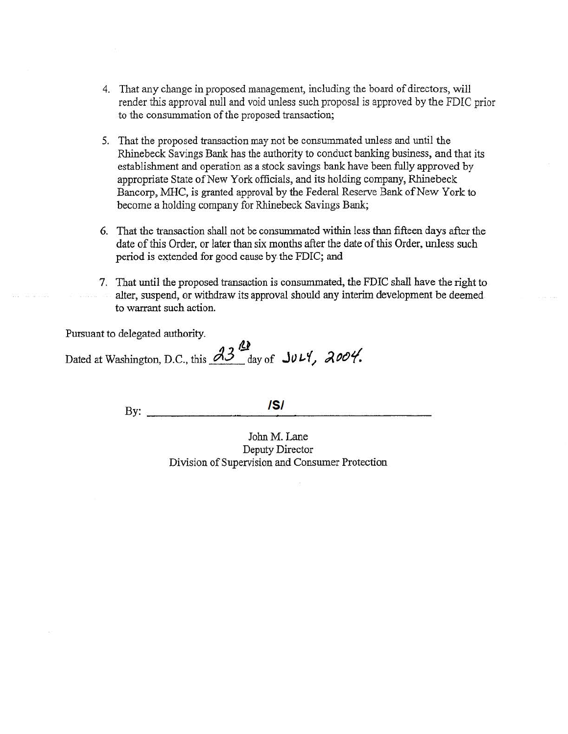4. That any change in proposed management, including the board of directors, will render this approval null and void unless such proposal is approved by the FDIC prior to the consummation of the proposed transaction;

5. That the proposed transaction may not be consummated unless and until the Rhinebeck Savings Bank has the authority to conduct banking business, and that its establishment and operation as a stock savings bank have been fully approved by appropriate State of New York officials, and its holding company, Rhinebeck Bancorp, MHC, is granted approval by the Federal Reserve Bank of New York to become a holding company for Rhinebeck Savings Bank;

6. That the transaction shall not be consummated within less than fifteen days after the date of this Order, or later than six months after the date of this Order, unless such period is extended for good cause by the FDIC; and

7. That until the proposed transaction is consummated, the FDIC shall have the right to alter, suspend, or withdraw its approval should any interim development be deemed to warrant such action.

Pursuant to delegated authority.

Dated at Washington, D.C., this 23rd day of JULY, 2004.

By: /S/

John M. Lane
Deputy Director
Division of Supervision and Consumer Protection